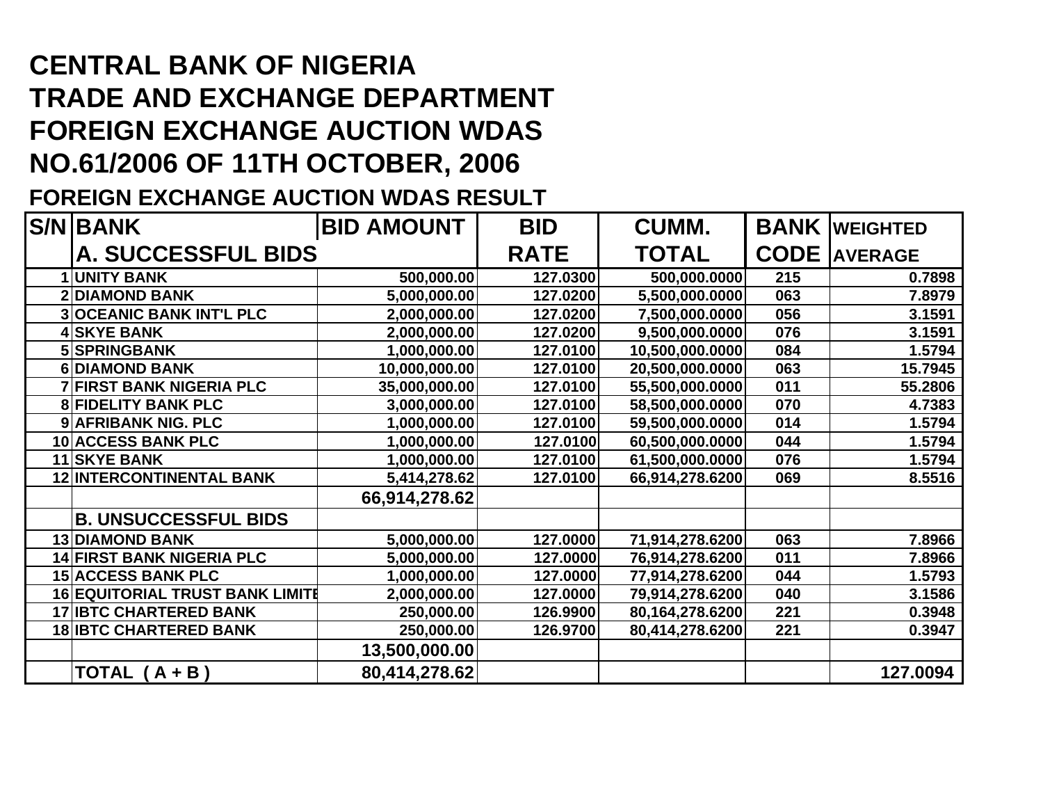# CENTRAL BANK OF NIGERIA
# TRADE AND EXCHANGE DEPARTMENT
# FOREIGN EXCHANGE AUCTION WDAS
# NO.61/2006 OF 11TH OCTOBER, 2006

## FOREIGN EXCHANGE AUCTION WDAS RESULT

| S/N | BANK | BID AMOUNT | BID RATE | CUMM. TOTAL | BANK CODE | WEIGHTED AVERAGE |
|---|---|---|---|---|---|---|
| | **A. SUCCESSFUL BIDS** | | | | | |
| 1 | UNITY BANK | 500,000.00 | 127.0300 | 500,000.0000 | 215 | 0.7898 |
| 2 | DIAMOND BANK | 5,000,000.00 | 127.0200 | 5,500,000.0000 | 063 | 7.8979 |
| 3 | OCEANIC BANK INT'L PLC | 2,000,000.00 | 127.0200 | 7,500,000.0000 | 056 | 3.1591 |
| 4 | SKYE BANK | 2,000,000.00 | 127.0200 | 9,500,000.0000 | 076 | 3.1591 |
| 5 | SPRINGBANK | 1,000,000.00 | 127.0100 | 10,500,000.0000 | 084 | 1.5794 |
| 6 | DIAMOND BANK | 10,000,000.00 | 127.0100 | 20,500,000.0000 | 063 | 15.7945 |
| 7 | FIRST BANK NIGERIA PLC | 35,000,000.00 | 127.0100 | 55,500,000.0000 | 011 | 55.2806 |
| 8 | FIDELITY BANK PLC | 3,000,000.00 | 127.0100 | 58,500,000.0000 | 070 | 4.7383 |
| 9 | AFRIBANK NIG. PLC | 1,000,000.00 | 127.0100 | 59,500,000.0000 | 014 | 1.5794 |
| 10 | ACCESS BANK PLC | 1,000,000.00 | 127.0100 | 60,500,000.0000 | 044 | 1.5794 |
| 11 | SKYE BANK | 1,000,000.00 | 127.0100 | 61,500,000.0000 | 076 | 1.5794 |
| 12 | INTERCONTINENTAL BANK | 5,414,278.62 | 127.0100 | 66,914,278.6200 | 069 | 8.5516 |
| | | 66,914,278.62 | | | | |
| | **B. UNSUCCESSFUL BIDS** | | | | | |
| 13 | DIAMOND BANK | 5,000,000.00 | 127.0000 | 71,914,278.6200 | 063 | 7.8966 |
| 14 | FIRST BANK NIGERIA PLC | 5,000,000.00 | 127.0000 | 76,914,278.6200 | 011 | 7.8966 |
| 15 | ACCESS BANK PLC | 1,000,000.00 | 127.0000 | 77,914,278.6200 | 044 | 1.5793 |
| 16 | EQUITORIAL TRUST BANK LIMITE | 2,000,000.00 | 127.0000 | 79,914,278.6200 | 040 | 3.1586 |
| 17 | IBTC CHARTERED BANK | 250,000.00 | 126.9900 | 80,164,278.6200 | 221 | 0.3948 |
| 18 | IBTC CHARTERED BANK | 250,000.00 | 126.9700 | 80,414,278.6200 | 221 | 0.3947 |
| | | 13,500,000.00 | | | | |
| | **TOTAL ( A + B )** | 80,414,278.62 | | | | 127.0094 |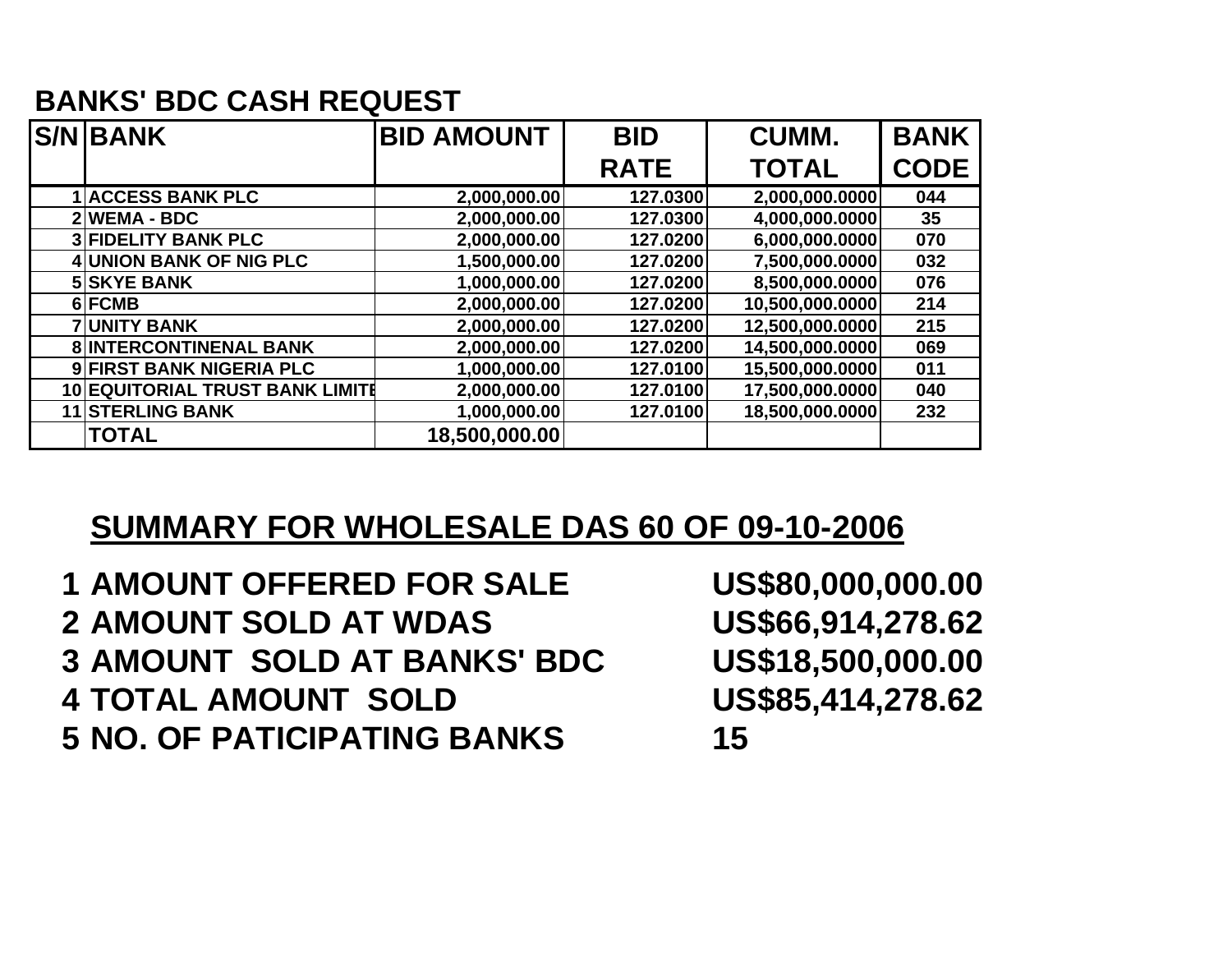## BANKS' BDC CASH REQUEST

| S/N | BANK | BID AMOUNT | BID RATE | CUMM. TOTAL | BANK CODE |
|---|---|---|---|---|---|
| 1 | ACCESS BANK PLC | 2,000,000.00 | 127.0300 | 2,000,000.0000 | 044 |
| 2 | WEMA - BDC | 2,000,000.00 | 127.0300 | 4,000,000.0000 | 35 |
| 3 | FIDELITY BANK PLC | 2,000,000.00 | 127.0200 | 6,000,000.0000 | 070 |
| 4 | UNION BANK OF NIG PLC | 1,500,000.00 | 127.0200 | 7,500,000.0000 | 032 |
| 5 | SKYE BANK | 1,000,000.00 | 127.0200 | 8,500,000.0000 | 076 |
| 6 | FCMB | 2,000,000.00 | 127.0200 | 10,500,000.0000 | 214 |
| 7 | UNITY BANK | 2,000,000.00 | 127.0200 | 12,500,000.0000 | 215 |
| 8 | INTERCONTINENAL BANK | 2,000,000.00 | 127.0200 | 14,500,000.0000 | 069 |
| 9 | FIRST BANK NIGERIA PLC | 1,000,000.00 | 127.0100 | 15,500,000.0000 | 011 |
| 10 | EQUITORIAL TRUST BANK LIMITE | 2,000,000.00 | 127.0100 | 17,500,000.0000 | 040 |
| 11 | STERLING BANK | 1,000,000.00 | 127.0100 | 18,500,000.0000 | 232 |
| | TOTAL | 18,500,000.00 | | | |

## SUMMARY FOR WHOLESALE DAS 60 OF 09-10-2006

| | | |
|---|---|---|
| 1 | AMOUNT OFFERED FOR SALE | US$80,000,000.00 |
| 2 | AMOUNT SOLD AT WDAS | US$66,914,278.62 |
| 3 | AMOUNT SOLD AT BANKS' BDC | US$18,500,000.00 |
| 4 | TOTAL AMOUNT SOLD | US$85,414,278.62 |
| 5 | NO. OF PATICIPATING BANKS | 15 |